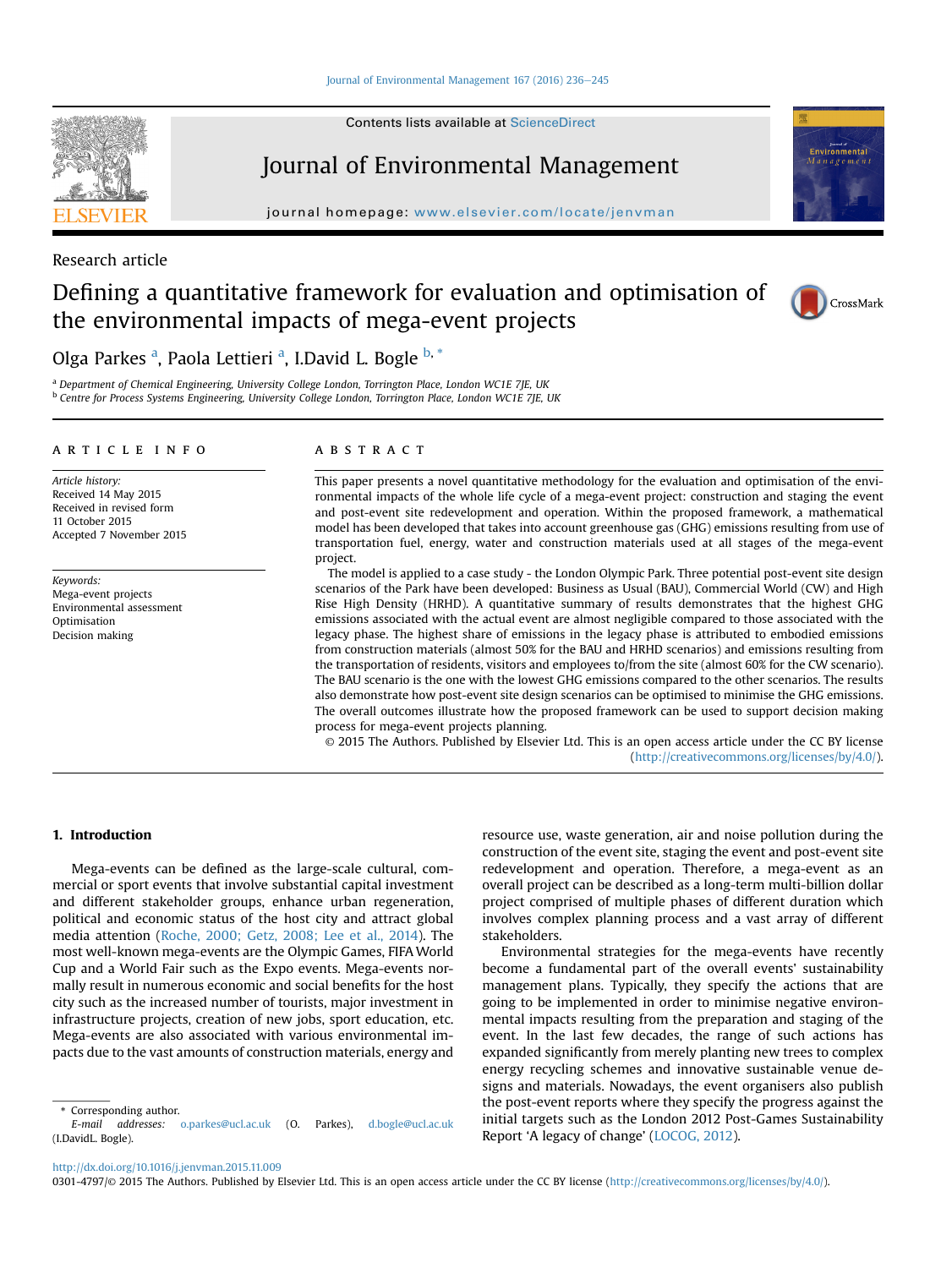Research article

# Defining a quantitative framework for evaluation and optimisation of the environmental impacts of mega-event projects

Olga Parkes [a], Paola Lettieri [a], I.David L. Bogle [b,*]

[a] Department of Chemical Engineering, University College London, Torrington Place, London WC1E 7JE, UK

[b] Centre for Process Systems Engineering, University College London, Torrington Place, London WC1E 7JE, UK

**ARTICLE INFO**

*Article history:*
Received 14 May 2015
Received in revised form
11 October 2015
Accepted 7 November 2015

*Keywords:*
Mega-event projects
Environmental assessment
Optimisation
Decision making

**ABSTRACT**

This paper presents a novel quantitative methodology for the evaluation and optimisation of the environmental impacts of the whole life cycle of a mega-event project: construction and staging the event and post-event site redevelopment and operation. Within the proposed framework, a mathematical model has been developed that takes into account greenhouse gas (GHG) emissions resulting from use of transportation fuel, energy, water and construction materials used at all stages of the mega-event project.

The model is applied to a case study - the London Olympic Park. Three potential post-event site design scenarios of the Park have been developed: Business as Usual (BAU), Commercial World (CW) and High Rise High Density (HRHD). A quantitative summary of results demonstrates that the highest GHG emissions associated with the actual event are almost negligible compared to those associated with the legacy phase. The highest share of emissions in the legacy phase is attributed to embodied emissions from construction materials (almost 50% for the BAU and HRHD scenarios) and emissions resulting from the transportation of residents, visitors and employees to/from the site (almost 60% for the CW scenario). The BAU scenario is the one with the lowest GHG emissions compared to the other scenarios. The results also demonstrate how post-event site design scenarios can be optimised to minimise the GHG emissions. The overall outcomes illustrate how the proposed framework can be used to support decision making process for mega-event projects planning.

© 2015 The Authors. Published by Elsevier Ltd. This is an open access article under the CC BY license (http://creativecommons.org/licenses/by/4.0/).

## 1. Introduction

Mega-events can be defined as the large-scale cultural, commercial or sport events that involve substantial capital investment and different stakeholder groups, enhance urban regeneration, political and economic status of the host city and attract global media attention (Roche, 2000; Getz, 2008; Lee et al., 2014). The most well-known mega-events are the Olympic Games, FIFA World Cup and a World Fair such as the Expo events. Mega-events normally result in numerous economic and social benefits for the host city such as the increased number of tourists, major investment in infrastructure projects, creation of new jobs, sport education, etc. Mega-events are also associated with various environmental impacts due to the vast amounts of construction materials, energy and resource use, waste generation, air and noise pollution during the construction of the event site, staging the event and post-event site redevelopment and operation. Therefore, a mega-event as an overall project can be described as a long-term multi-billion dollar project comprised of multiple phases of different duration which involves complex planning process and a vast array of different stakeholders.

Environmental strategies for the mega-events have recently become a fundamental part of the overall events' sustainability management plans. Typically, they specify the actions that are going to be implemented in order to minimise negative environmental impacts resulting from the preparation and staging of the event. In the last few decades, the range of such actions has expanded significantly from merely planting new trees to complex energy recycling schemes and innovative sustainable venue designs and materials. Nowadays, the event organisers also publish the post-event reports where they specify the progress against the initial targets such as the London 2012 Post-Games Sustainability Report 'A legacy of change' (LOCOG, 2012).

\* Corresponding author.
E-mail addresses: o.parkes@ucl.ac.uk (O. Parkes), d.bogle@ucl.ac.uk (I.DavidL. Bogle).

http://dx.doi.org/10.1016/j.jenvman.2015.11.009
0301-4797/© 2015 The Authors. Published by Elsevier Ltd. This is an open access article under the CC BY license (http://creativecommons.org/licenses/by/4.0/).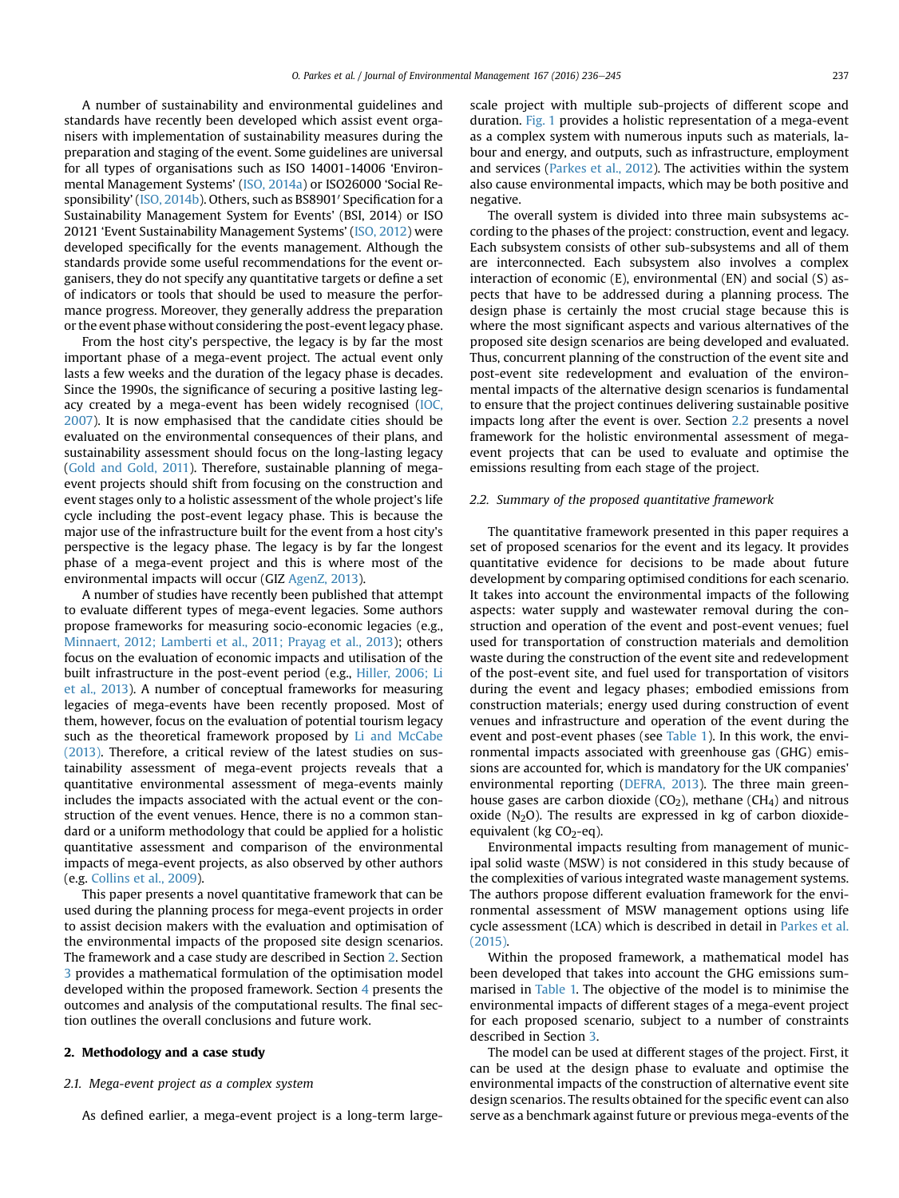A number of sustainability and environmental guidelines and standards have recently been developed which assist event organisers with implementation of sustainability measures during the preparation and staging of the event. Some guidelines are universal for all types of organisations such as ISO 14001-14006 'Environmental Management Systems' (ISO, 2014a) or ISO26000 'Social Responsibility' (ISO, 2014b). Others, such as BS8901' Specification for a Sustainability Management System for Events' (BSI, 2014) or ISO 20121 'Event Sustainability Management Systems' (ISO, 2012) were developed specifically for the events management. Although the standards provide some useful recommendations for the event organisers, they do not specify any quantitative targets or define a set of indicators or tools that should be used to measure the performance progress. Moreover, they generally address the preparation or the event phase without considering the post-event legacy phase.

From the host city's perspective, the legacy is by far the most important phase of a mega-event project. The actual event only lasts a few weeks and the duration of the legacy phase is decades. Since the 1990s, the significance of securing a positive lasting legacy created by a mega-event has been widely recognised (IOC, 2007). It is now emphasised that the candidate cities should be evaluated on the environmental consequences of their plans, and sustainability assessment should focus on the long-lasting legacy (Gold and Gold, 2011). Therefore, sustainable planning of mega-event projects should shift from focusing on the construction and event stages only to a holistic assessment of the whole project's life cycle including the post-event legacy phase. This is because the major use of the infrastructure built for the event from a host city's perspective is the legacy phase. The legacy is by far the longest phase of a mega-event project and this is where most of the environmental impacts will occur (GIZ AgenZ, 2013).

A number of studies have recently been published that attempt to evaluate different types of mega-event legacies. Some authors propose frameworks for measuring socio-economic legacies (e.g., Minnaert, 2012; Lamberti et al., 2011; Prayag et al., 2013); others focus on the evaluation of economic impacts and utilisation of the built infrastructure in the post-event period (e.g., Hiller, 2006; Li et al., 2013). A number of conceptual frameworks for measuring legacies of mega-events have been recently proposed. Most of them, however, focus on the evaluation of potential tourism legacy such as the theoretical framework proposed by Li and McCabe (2013). Therefore, a critical review of the latest studies on sustainability assessment of mega-event projects reveals that a quantitative environmental assessment of mega-events mainly includes the impacts associated with the actual event or the construction of the event venues. Hence, there is no a common standard or a uniform methodology that could be applied for a holistic quantitative assessment and comparison of the environmental impacts of mega-event projects, as also observed by other authors (e.g. Collins et al., 2009).

This paper presents a novel quantitative framework that can be used during the planning process for mega-event projects in order to assist decision makers with the evaluation and optimisation of the environmental impacts of the proposed site design scenarios. The framework and a case study are described in Section 2. Section 3 provides a mathematical formulation of the optimisation model developed within the proposed framework. Section 4 presents the outcomes and analysis of the computational results. The final section outlines the overall conclusions and future work.

## 2. Methodology and a case study

### 2.1. Mega-event project as a complex system

As defined earlier, a mega-event project is a long-term large-scale project with multiple sub-projects of different scope and duration. Fig. 1 provides a holistic representation of a mega-event as a complex system with numerous inputs such as materials, labour and energy, and outputs, such as infrastructure, employment and services (Parkes et al., 2012). The activities within the system also cause environmental impacts, which may be both positive and negative.

The overall system is divided into three main subsystems according to the phases of the project: construction, event and legacy. Each subsystem consists of other sub-subsystems and all of them are interconnected. Each subsystem also involves a complex interaction of economic (E), environmental (EN) and social (S) aspects that have to be addressed during a planning process. The design phase is certainly the most crucial stage because this is where the most significant aspects and various alternatives of the proposed site design scenarios are being developed and evaluated. Thus, concurrent planning of the construction of the event site and post-event site redevelopment and evaluation of the environmental impacts of the alternative design scenarios is fundamental to ensure that the project continues delivering sustainable positive impacts long after the event is over. Section 2.2 presents a novel framework for the holistic environmental assessment of mega-event projects that can be used to evaluate and optimise the emissions resulting from each stage of the project.

### 2.2. Summary of the proposed quantitative framework

The quantitative framework presented in this paper requires a set of proposed scenarios for the event and its legacy. It provides quantitative evidence for decisions to be made about future development by comparing optimised conditions for each scenario. It takes into account the environmental impacts of the following aspects: water supply and wastewater removal during the construction and operation of the event and post-event venues; fuel used for transportation of construction materials and demolition waste during the construction of the event site and redevelopment of the post-event site, and fuel used for transportation of visitors during the event and legacy phases; embodied emissions from construction materials; energy used during construction of event venues and infrastructure and operation of the event during the event and post-event phases (see Table 1). In this work, the environmental impacts associated with greenhouse gas (GHG) emissions are accounted for, which is mandatory for the UK companies' environmental reporting (DEFRA, 2013). The three main greenhouse gases are carbon dioxide ($CO_2$), methane ($CH_4$) and nitrous oxide ($N_2O$). The results are expressed in kg of carbon dioxide-equivalent (kg $CO_2$-eq).

Environmental impacts resulting from management of municipal solid waste (MSW) is not considered in this study because of the complexities of various integrated waste management systems. The authors propose different evaluation framework for the environmental assessment of MSW management options using life cycle assessment (LCA) which is described in detail in Parkes et al. (2015).

Within the proposed framework, a mathematical model has been developed that takes into account the GHG emissions summarised in Table 1. The objective of the model is to minimise the environmental impacts of different stages of a mega-event project for each proposed scenario, subject to a number of constraints described in Section 3.

The model can be used at different stages of the project. First, it can be used at the design phase to evaluate and optimise the environmental impacts of the construction of alternative event site design scenarios. The results obtained for the specific event can also serve as a benchmark against future or previous mega-events of the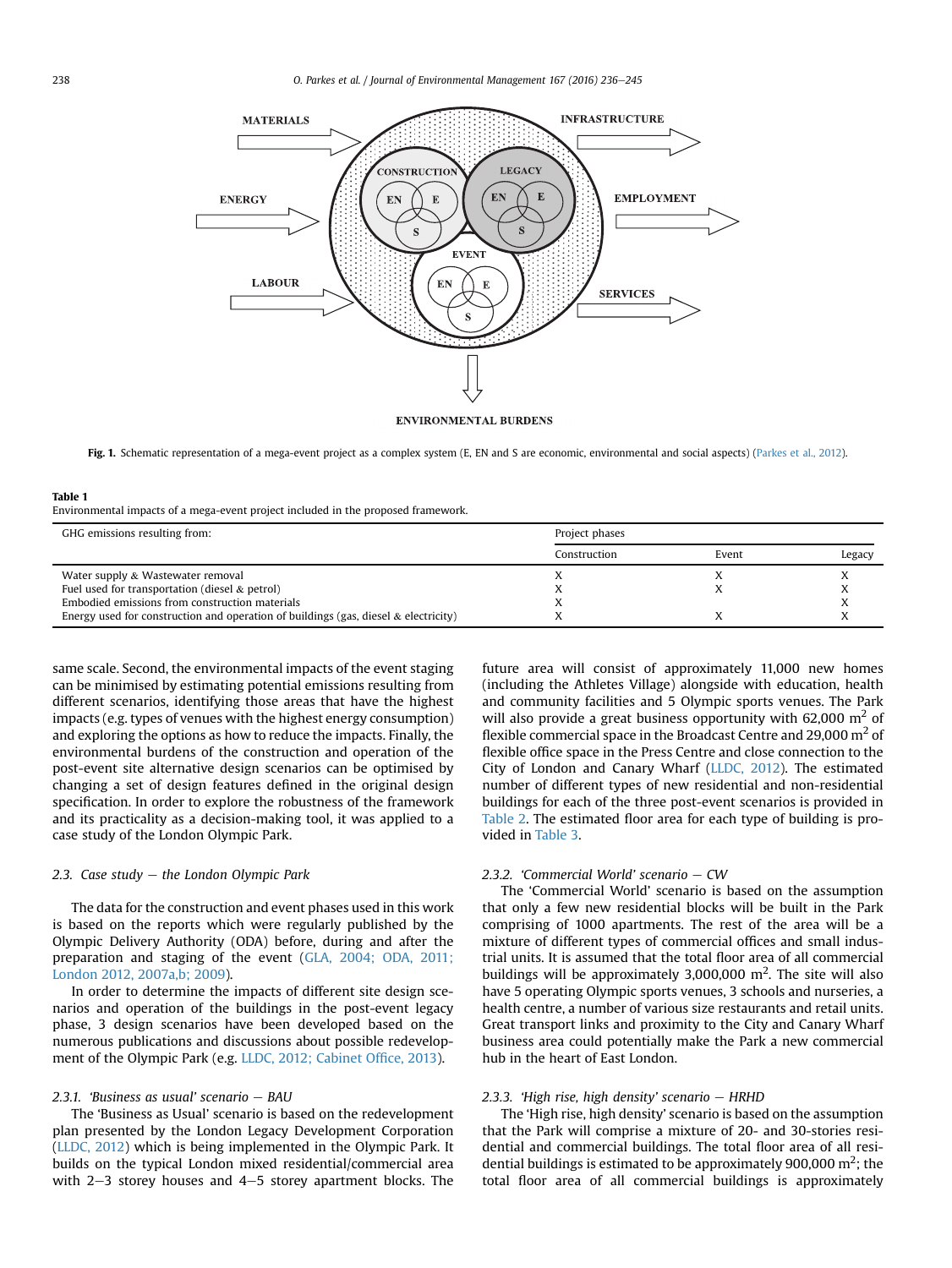Fig. 1. Schematic representation of a mega-event project as a complex system (E, EN and S are economic, environmental and social aspects) (Parkes et al., 2012).

Table 1
Environmental impacts of a mega-event project included in the proposed framework.

| GHG emissions resulting from: | Project phases | | |
|---|---|---|---|
| | Construction | Event | Legacy |
| Water supply & Wastewater removal | X | X | X |
| Fuel used for transportation (diesel & petrol) | X | X | X |
| Embodied emissions from construction materials | X | | X |
| Energy used for construction and operation of buildings (gas, diesel & electricity) | X | X | X |

same scale. Second, the environmental impacts of the event staging can be minimised by estimating potential emissions resulting from different scenarios, identifying those areas that have the highest impacts (e.g. types of venues with the highest energy consumption) and exploring the options as how to reduce the impacts. Finally, the environmental burdens of the construction and operation of the post-event site alternative design scenarios can be optimised by changing a set of design features defined in the original design specification. In order to explore the robustness of the framework and its practicality as a decision-making tool, it was applied to a case study of the London Olympic Park.

### 2.3. Case study – the London Olympic Park

The data for the construction and event phases used in this work is based on the reports which were regularly published by the Olympic Delivery Authority (ODA) before, during and after the preparation and staging of the event (GLA, 2004; ODA, 2011; London 2012, 2007a,b; 2009).

In order to determine the impacts of different site design scenarios and operation of the buildings in the post-event legacy phase, 3 design scenarios have been developed based on the numerous publications and discussions about possible redevelopment of the Olympic Park (e.g. LLDC, 2012; Cabinet Office, 2013).

#### 2.3.1. 'Business as usual' scenario – BAU

The 'Business as Usual' scenario is based on the redevelopment plan presented by the London Legacy Development Corporation (LLDC, 2012) which is being implemented in the Olympic Park. It builds on the typical London mixed residential/commercial area with 2–3 storey houses and 4–5 storey apartment blocks. The future area will consist of approximately 11,000 new homes (including the Athletes Village) alongside with education, health and community facilities and 5 Olympic sports venues. The Park will also provide a great business opportunity with 62,000 m$^2$ of flexible commercial space in the Broadcast Centre and 29,000 m$^2$ of flexible office space in the Press Centre and close connection to the City of London and Canary Wharf (LLDC, 2012). The estimated number of different types of new residential and non-residential buildings for each of the three post-event scenarios is provided in Table 2. The estimated floor area for each type of building is provided in Table 3.

#### 2.3.2. 'Commercial World' scenario – CW

The 'Commercial World' scenario is based on the assumption that only a few new residential blocks will be built in the Park comprising of 1000 apartments. The rest of the area will be a mixture of different types of commercial offices and small industrial units. It is assumed that the total floor area of all commercial buildings will be approximately 3,000,000 m$^2$. The site will also have 5 operating Olympic sports venues, 3 schools and nurseries, a health centre, a number of various size restaurants and retail units. Great transport links and proximity to the City and Canary Wharf business area could potentially make the Park a new commercial hub in the heart of East London.

#### 2.3.3. 'High rise, high density' scenario – HRHD

The 'High rise, high density' scenario is based on the assumption that the Park will comprise a mixture of 20- and 30-stories residential and commercial buildings. The total floor area of all residential buildings is estimated to be approximately 900,000 m$^2$; the total floor area of all commercial buildings is approximately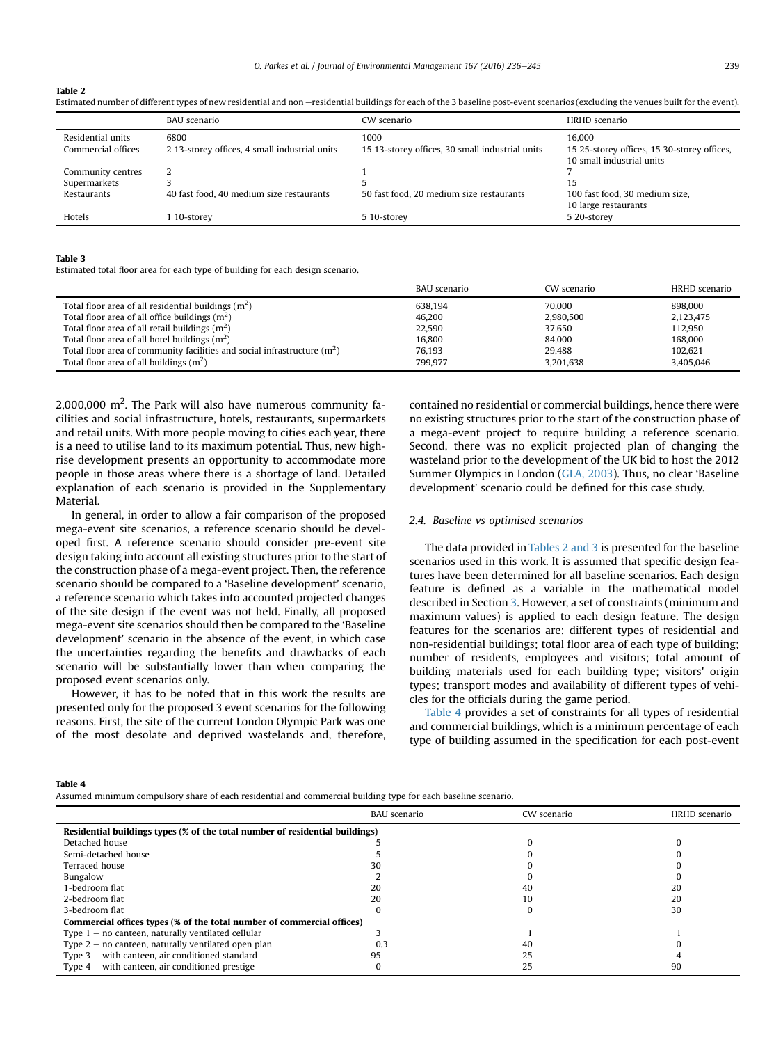**Table 2**
Estimated number of different types of new residential and non −residential buildings for each of the 3 baseline post-event scenarios (excluding the venues built for the event).

| | BAU scenario | CW scenario | HRHD scenario |
|---|---|---|---|
| Residential units | 6800 | 1000 | 16,000 |
| Commercial offices | 2 13-storey offices, 4 small industrial units | 15 13-storey offices, 30 small industrial units | 15 25-storey offices, 15 30-storey offices, 10 small industrial units |
| Community centres | 2 | 1 | 7 |
| Supermarkets | 3 | 5 | 15 |
| Restaurants | 40 fast food, 40 medium size restaurants | 50 fast food, 20 medium size restaurants | 100 fast food, 30 medium size, 10 large restaurants |
| Hotels | 1 10-storey | 5 10-storey | 5 20-storey |

**Table 3**
Estimated total floor area for each type of building for each design scenario.

| | BAU scenario | CW scenario | HRHD scenario |
|---|---|---|---|
| Total floor area of all residential buildings ($m^2$) | 638,194 | 70,000 | 898,000 |
| Total floor area of all office buildings ($m^2$) | 46,200 | 2,980,500 | 2,123,475 |
| Total floor area of all retail buildings ($m^2$) | 22,590 | 37,650 | 112,950 |
| Total floor area of all hotel buildings ($m^2$) | 16,800 | 84,000 | 168,000 |
| Total floor area of community facilities and social infrastructure ($m^2$) | 76,193 | 29,488 | 102,621 |
| Total floor area of all buildings ($m^2$) | 799,977 | 3,201,638 | 3,405,046 |

2,000,000 $m^2$. The Park will also have numerous community facilities and social infrastructure, hotels, restaurants, supermarkets and retail units. With more people moving to cities each year, there is a need to utilise land to its maximum potential. Thus, new high-rise development presents an opportunity to accommodate more people in those areas where there is a shortage of land. Detailed explanation of each scenario is provided in the Supplementary Material.

In general, in order to allow a fair comparison of the proposed mega-event site scenarios, a reference scenario should be developed first. A reference scenario should consider pre-event site design taking into account all existing structures prior to the start of the construction phase of a mega-event project. Then, the reference scenario should be compared to a 'Baseline development' scenario, a reference scenario which takes into accounted projected changes of the site design if the event was not held. Finally, all proposed mega-event site scenarios should then be compared to the 'Baseline development' scenario in the absence of the event, in which case the uncertainties regarding the benefits and drawbacks of each scenario will be substantially lower than when comparing the proposed event scenarios only.

However, it has to be noted that in this work the results are presented only for the proposed 3 event scenarios for the following reasons. First, the site of the current London Olympic Park was one of the most desolate and deprived wastelands and, therefore, contained no residential or commercial buildings, hence there were no existing structures prior to the start of the construction phase of a mega-event project to require building a reference scenario. Second, there was no explicit projected plan of changing the wasteland prior to the development of the UK bid to host the 2012 Summer Olympics in London (GLA, 2003). Thus, no clear 'Baseline development' scenario could be defined for this case study.

### 2.4. Baseline vs optimised scenarios

The data provided in Tables 2 and 3 is presented for the baseline scenarios used in this work. It is assumed that specific design features have been determined for all baseline scenarios. Each design feature is defined as a variable in the mathematical model described in Section 3. However, a set of constraints (minimum and maximum values) is applied to each design feature. The design features for the scenarios are: different types of residential and non-residential buildings; total floor area of each type of building; number of residents, employees and visitors; total amount of building materials used for each building type; visitors' origin types; transport modes and availability of different types of vehicles for the officials during the game period.

Table 4 provides a set of constraints for all types of residential and commercial buildings, which is a minimum percentage of each type of building assumed in the specification for each post-event

**Table 4**
Assumed minimum compulsory share of each residential and commercial building type for each baseline scenario.

| | BAU scenario | CW scenario | HRHD scenario |
|---|---|---|---|
| **Residential buildings types (% of the total number of residential buildings)** | | | |
| Detached house | 5 | 0 | 0 |
| Semi-detached house | 5 | 0 | 0 |
| Terraced house | 30 | 0 | 0 |
| Bungalow | 2 | 0 | 0 |
| 1-bedroom flat | 20 | 40 | 20 |
| 2-bedroom flat | 20 | 10 | 20 |
| 3-bedroom flat | 0 | 0 | 30 |
| **Commercial offices types (% of the total number of commercial offices)** | | | |
| Type 1 − no canteen, naturally ventilated cellular | 3 | 1 | 1 |
| Type 2 − no canteen, naturally ventilated open plan | 0.3 | 40 | 0 |
| Type 3 − with canteen, air conditioned standard | 95 | 25 | 4 |
| Type 4 − with canteen, air conditioned prestige | 0 | 25 | 90 |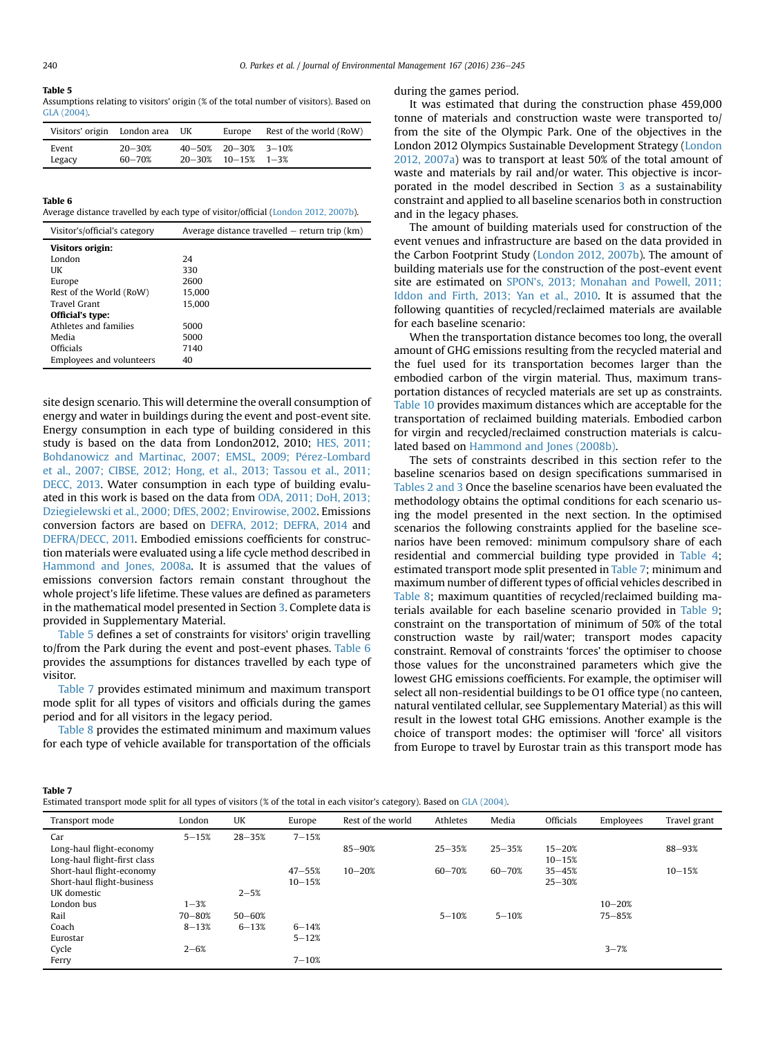**Table 5**
Assumptions relating to visitors' origin (% of the total number of visitors). Based on GLA (2004).

| Visitors' origin | London area | UK | Europe | Rest of the world (RoW) |
|---|---|---|---|---|
| Event | 20–30% | 40–50% | 20–30% | 3–10% |
| Legacy | 60–70% | 20–30% | 10–15% | 1–3% |

**Table 6**
Average distance travelled by each type of visitor/official (London 2012, 2007b).

| Visitor's/official's category | Average distance travelled – return trip (km) |
|---|---|
| **Visitors origin:** | |
| London | 24 |
| UK | 330 |
| Europe | 2600 |
| Rest of the World (RoW) | 15,000 |
| Travel Grant | 15,000 |
| **Official's type:** | |
| Athletes and families | 5000 |
| Media | 5000 |
| Officials | 7140 |
| Employees and volunteers | 40 |

site design scenario. This will determine the overall consumption of energy and water in buildings during the event and post-event site. Energy consumption in each type of building considered in this study is based on the data from London2012, 2010; HES, 2011; Bohdanowicz and Martinac, 2007; EMSL, 2009; Pérez-Lombard et al., 2007; CIBSE, 2012; Hong, et al., 2013; Tassou et al., 2011; DECC, 2013. Water consumption in each type of building evaluated in this work is based on the data from ODA, 2011; DoH, 2013; Dziegielewski et al., 2000; DfES, 2002; Envirowise, 2002. Emissions conversion factors are based on DEFRA, 2012; DEFRA, 2014 and DEFRA/DECC, 2011. Embodied emissions coefficients for construction materials were evaluated using a life cycle method described in Hammond and Jones, 2008a. It is assumed that the values of emissions conversion factors remain constant throughout the whole project's life lifetime. These values are defined as parameters in the mathematical model presented in Section 3. Complete data is provided in Supplementary Material.

Table 5 defines a set of constraints for visitors' origin travelling to/from the Park during the event and post-event phases. Table 6 provides the assumptions for distances travelled by each type of visitor.

Table 7 provides estimated minimum and maximum transport mode split for all types of visitors and officials during the games period and for all visitors in the legacy period.

Table 8 provides the estimated minimum and maximum values for each type of vehicle available for transportation of the officials during the games period.

It was estimated that during the construction phase 459,000 tonne of materials and construction waste were transported to/from the site of the Olympic Park. One of the objectives in the London 2012 Olympics Sustainable Development Strategy (London 2012, 2007a) was to transport at least 50% of the total amount of waste and materials by rail and/or water. This objective is incorporated in the model described in Section 3 as a sustainability constraint and applied to all baseline scenarios both in construction and in the legacy phases.

The amount of building materials used for construction of the event venues and infrastructure are based on the data provided in the Carbon Footprint Study (London 2012, 2007b). The amount of building materials use for the construction of the post-event event site are estimated on SPON's, 2013; Monahan and Powell, 2011; Iddon and Firth, 2013; Yan et al., 2010. It is assumed that the following quantities of recycled/reclaimed materials are available for each baseline scenario:

When the transportation distance becomes too long, the overall amount of GHG emissions resulting from the recycled material and the fuel used for its transportation becomes larger than the embodied carbon of the virgin material. Thus, maximum transportation distances of recycled materials are set up as constraints. Table 10 provides maximum distances which are acceptable for the transportation of reclaimed building materials. Embodied carbon for virgin and recycled/reclaimed construction materials is calculated based on Hammond and Jones (2008b).

The sets of constraints described in this section refer to the baseline scenarios based on design specifications summarised in Tables 2 and 3 Once the baseline scenarios have been evaluated the methodology obtains the optimal conditions for each scenario using the model presented in the next section. In the optimised scenarios the following constraints applied for the baseline scenarios have been removed: minimum compulsory share of each residential and commercial building type provided in Table 4; estimated transport mode split presented in Table 7; minimum and maximum number of different types of official vehicles described in Table 8; maximum quantities of recycled/reclaimed building materials available for each baseline scenario provided in Table 9; constraint on the transportation of minimum of 50% of the total construction waste by rail/water; transport modes capacity constraint. Removal of constraints 'forces' the optimiser to choose those values for the unconstrained parameters which give the lowest GHG emissions coefficients. For example, the optimiser will select all non-residential buildings to be O1 office type (no canteen, natural ventilated cellular, see Supplementary Material) as this will result in the lowest total GHG emissions. Another example is the choice of transport modes: the optimiser will 'force' all visitors from Europe to travel by Eurostar train as this transport mode has

**Table 7**
Estimated transport mode split for all types of visitors (% of the total in each visitor's category). Based on GLA (2004).

| Transport mode | London | UK | Europe | Rest of the world | Athletes | Media | Officials | Employees | Travel grant |
|---|---|---|---|---|---|---|---|---|---|
| Car | 5–15% | 28–35% | 7–15% | | | | | | |
| Long-haul flight-economy | | | | 85–90% | 25–35% | 25–35% | 15–20% | | 88–93% |
| Long-haul flight-first class | | | | | | | 10–15% | | |
| Short-haul flight-economy | | | 47–55% | 10–20% | 60–70% | 60–70% | 35–45% | | 10–15% |
| Short-haul flight-business | | | 10–15% | | | | 25–30% | | |
| UK domestic | | 2–5% | | | | | | | |
| London bus | 1–3% | | | | | | | 10–20% | |
| Rail | 70–80% | 50–60% | | | 5–10% | 5–10% | | 75–85% | |
| Coach | 8–13% | 6–13% | 6–14% | | | | | | |
| Eurostar | | | 5–12% | | | | | | |
| Cycle | 2–6% | | | | | | | 3–7% | |
| Ferry | | | 7–10% | | | | | | |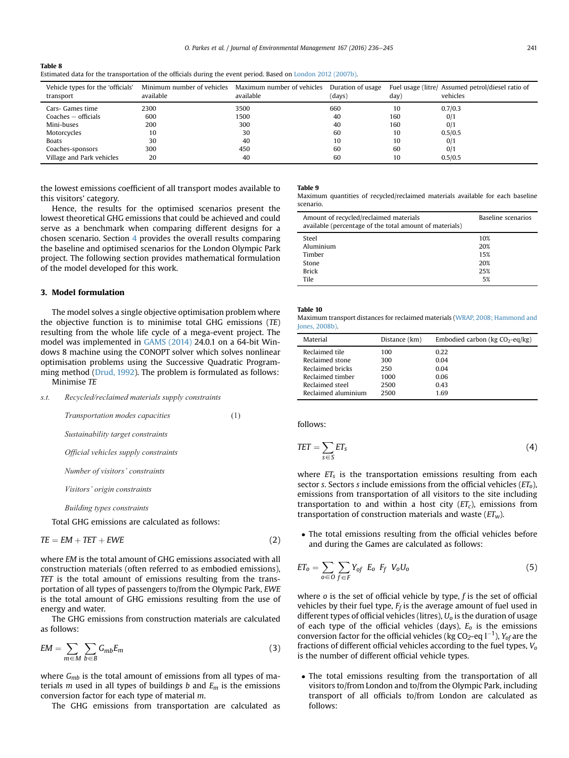**Table 8**
Estimated data for the transportation of the officials during the event period. Based on London 2012 (2007b).

| Vehicle types for the 'officials' transport | Minimum number of vehicles available | Maximum number of vehicles available | Duration of usage (days) | Fuel usage (litre/day) | Assumed petrol/diesel ratio of vehicles |
|---|---|---|---|---|---|
| Cars- Games time | 2300 | 3500 | 660 | 10 | 0.7/0.3 |
| Coaches – officials | 600 | 1500 | 40 | 160 | 0/1 |
| Mini-buses | 200 | 300 | 40 | 160 | 0/1 |
| Motorcycles | 10 | 30 | 60 | 10 | 0.5/0.5 |
| Boats | 30 | 40 | 10 | 10 | 0/1 |
| Coaches-sponsors | 300 | 450 | 60 | 60 | 0/1 |
| Village and Park vehicles | 20 | 40 | 60 | 10 | 0.5/0.5 |

the lowest emissions coefficient of all transport modes available to this visitors' category.

Hence, the results for the optimised scenarios present the lowest theoretical GHG emissions that could be achieved and could serve as a benchmark when comparing different designs for a chosen scenario. Section 4 provides the overall results comparing the baseline and optimised scenarios for the London Olympic Park project. The following section provides mathematical formulation of the model developed for this work.

## 3. Model formulation

The model solves a single objective optimisation problem where the objective function is to minimise total GHG emissions (*TE*) resulting from the whole life cycle of a mega-event project. The model was implemented in GAMS (2014) 24.0.1 on a 64-bit Windows 8 machine using the CONOPT solver which solves nonlinear optimisation problems using the Successive Quadratic Programming method (Drud, 1992). The problem is formulated as follows:

Minimise *TE*

*s.t.* *Recycled/reclaimed materials supply constraints*

*Transportation modes capacities* (1)

*Sustainability target constraints*

*Official vehicles supply constraints*

*Number of visitors' constraints*

*Visitors' origin constraints*

*Building types constraints*

Total GHG emissions are calculated as follows:

$$TE = EM + TET + EWE \tag{2}$$

where *EM* is the total amount of GHG emissions associated with all construction materials (often referred to as embodied emissions), *TET* is the total amount of emissions resulting from the transportation of all types of passengers to/from the Olympic Park, *EWE* is the total amount of GHG emissions resulting from the use of energy and water.

The GHG emissions from construction materials are calculated as follows:

$$EM = \sum_{m \in M} \sum_{b \in B} G_{mb} E_m \tag{3}$$

where $G_{mb}$ is the total amount of emissions from all types of materials $m$ used in all types of buildings $b$ and $E_m$ is the emissions conversion factor for each type of material $m$.

The GHG emissions from transportation are calculated as follows:

$$TET = \sum_{s \in S} ET_s \tag{4}$$

where $ET_s$ is the transportation emissions resulting from each sector $s$. Sectors $s$ include emissions from the official vehicles ($ET_o$), emissions from transportation of all visitors to the site including transportation to and within a host city ($ET_c$), emissions from transportation of construction materials and waste ($ET_w$).

- The total emissions resulting from the official vehicles before and during the Games are calculated as follows:

$$ET_o = \sum_{o \in O} \sum_{f \in F} Y_{of} \; E_o \; F_f \; V_o U_o \tag{5}$$

where $o$ is the set of official vehicle by type, $f$ is the set of official vehicles by their fuel type, $F_f$ is the average amount of fuel used in different types of official vehicles (litres), $U_o$ is the duration of usage of each type of the official vehicles (days), $E_o$ is the emissions conversion factor for the official vehicles (kg $CO_2$-eq $l^{-1}$), $Y_{of}$ are the fractions of different official vehicles according to the fuel types, $V_o$ is the number of different official vehicle types.

- The total emissions resulting from the transportation of all visitors to/from London and to/from the Olympic Park, including transport of all officials to/from London are calculated as follows:

**Table 9**
Maximum quantities of recycled/reclaimed materials available for each baseline scenario.

| Amount of recycled/reclaimed materials available (percentage of the total amount of materials) | Baseline scenarios |
|---|---|
| Steel | 10% |
| Aluminium | 20% |
| Timber | 15% |
| Stone | 20% |
| Brick | 25% |
| Tile | 5% |

**Table 10**
Maximum transport distances for reclaimed materials (WRAP, 2008; Hammond and Jones, 2008b).

| Material | Distance (km) | Embodied carbon (kg $CO_2$-eq/kg) |
|---|---|---|
| Reclaimed tile | 100 | 0.22 |
| Reclaimed stone | 300 | 0.04 |
| Reclaimed bricks | 250 | 0.04 |
| Reclaimed timber | 1000 | 0.06 |
| Reclaimed steel | 2500 | 0.43 |
| Reclaimed aluminium | 2500 | 1.69 |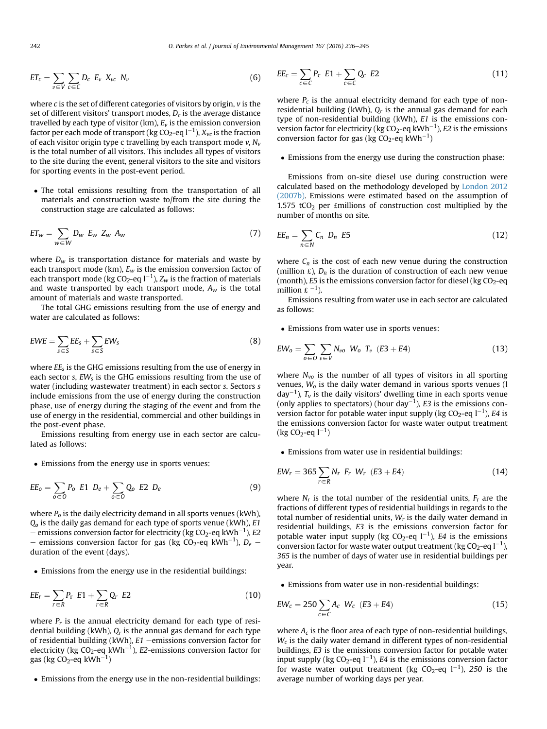$$ET_c = \sum_{v \in V} \sum_{c \in C} D_c \ E_v \ X_{vc} \ N_v \tag{6}$$

where $c$ is the set of different categories of visitors by origin, $v$ is the set of different visitors' transport modes, $D_c$ is the average distance travelled by each type of visitor (km), $E_v$ is the emission conversion factor per each mode of transport (kg $CO_2$-eq $l^{-1}$), $X_{vc}$ is the fraction of each visitor origin type c travelling by each transport mode $v$, $N_v$ is the total number of all visitors. This includes all types of visitors to the site during the event, general visitors to the site and visitors for sporting events in the post-event period.

- The total emissions resulting from the transportation of all materials and construction waste to/from the site during the construction stage are calculated as follows:

$$ET_w = \sum_{w \in W} D_w \ E_w \ Z_w \ A_w \tag{7}$$

where $D_w$ is transportation distance for materials and waste by each transport mode (km), $E_w$ is the emission conversion factor of each transport mode (kg $CO_2$-eq $l^{-1}$), $Z_w$ is the fraction of materials and waste transported by each transport mode, $A_w$ is the total amount of materials and waste transported.

The total GHG emissions resulting from the use of energy and water are calculated as follows:

$$EWE = \sum_{s \in S} EE_s + \sum_{s \in S} EW_s \tag{8}$$

where $EE_s$ is the GHG emissions resulting from the use of energy in each sector $s$, $EW_s$ is the GHG emissions resulting from the use of water (including wastewater treatment) in each sector $s$. Sectors $s$ include emissions from the use of energy during the construction phase, use of energy during the staging of the event and from the use of energy in the residential, commercial and other buildings in the post-event phase.

Emissions resulting from energy use in each sector are calculated as follows:

- Emissions from the energy use in sports venues:

$$EE_o = \sum_{o \in O} P_o \ E1 \ D_e + \sum_{o \in O} Q_o \ E2 \ D_e \tag{9}$$

where $P_o$ is the daily electricity demand in all sports venues (kWh), $Q_o$ is the daily gas demand for each type of sports venue (kWh), *E1* − emissions conversion factor for electricity (kg $CO_2$-eq $kWh^{-1}$), *E2* − emissions conversion factor for gas (kg $CO_2$-eq $kWh^{-1}$), $D_e$ − duration of the event (days).

- Emissions from the energy use in the residential buildings:

$$EE_r = \sum_{r \in R} P_r \ E1 + \sum_{r \in R} Q_r \ E2 \tag{10}$$

where $P_r$ is the annual electricity demand for each type of residential building (kWh), $Q_r$ is the annual gas demand for each type of residential building (kWh), *E1* −emissions conversion factor for electricity (kg $CO_2$-eq $kWh^{-1}$), *E2*-emissions conversion factor for gas (kg $CO_2$-eq $kWh^{-1}$)

- Emissions from the energy use in the non-residential buildings:

$$EE_c = \sum_{c \in C} P_c \ E1 + \sum_{c \in C} Q_c \ E2 \tag{11}$$

where $P_c$ is the annual electricity demand for each type of non-residential building (kWh), $Q_c$ is the annual gas demand for each type of non-residential building (kWh), *E1* is the emissions conversion factor for electricity (kg $CO_2$-eq $kWh^{-1}$), *E2* is the emissions conversion factor for gas (kg $CO_2$-eq $kWh^{-1}$)

- Emissions from the energy use during the construction phase:

Emissions from on-site diesel use during construction were calculated based on the methodology developed by London 2012 (2007b). Emissions were estimated based on the assumption of 1.575 $tCO_2$ per £millions of construction cost multiplied by the number of months on site.

$$EE_n = \sum_{n \in N} C_n \ D_n \ E5 \tag{12}$$

where $C_n$ is the cost of each new venue during the construction (million £), $D_n$ is the duration of construction of each new venue (month), *E5* is the emissions conversion factor for diesel (kg $CO_2$-eq million £ $^{-1}$).

Emissions resulting from water use in each sector are calculated as follows:

- Emissions from water use in sports venues:

$$EW_o = \sum_{o \in O} \sum_{v \in V} N_{vo} \ W_o \ T_v \ (E3 + E4) \tag{13}$$

where $N_{vo}$ is the number of all types of visitors in all sporting venues, $W_o$ is the daily water demand in various sports venues (l $day^{-1}$), $T_v$ is the daily visitors' dwelling time in each sports venue (only applies to spectators) (hour $day^{-1}$), *E3* is the emissions conversion factor for potable water input supply (kg $CO_2$-eq $l^{-1}$), *E4* is the emissions conversion factor for waste water output treatment (kg $CO_2$-eq $l^{-1}$)

- Emissions from water use in residential buildings:

$$EW_r = 365 \sum_{r \in R} N_r \ F_r \ W_r \ (E3 + E4) \tag{14}$$

where $N_r$ is the total number of the residential units, $F_r$ are the fractions of different types of residential buildings in regards to the total number of residential units, $W_r$ is the daily water demand in residential buildings, *E3* is the emissions conversion factor for potable water input supply (kg $CO_2$-eq $l^{-1}$), *E4* is the emissions conversion factor for waste water output treatment (kg $CO_2$-eq $l^{-1}$), *365* is the number of days of water use in residential buildings per year.

- Emissions from water use in non-residential buildings:

$$EW_c = 250 \sum_{c \in C} A_c \ W_c \ (E3 + E4) \tag{15}$$

where $A_c$ is the floor area of each type of non-residential buildings, $W_c$ is the daily water demand in different types of non-residential buildings, *E3* is the emissions conversion factor for potable water input supply (kg $CO_2$-eq $l^{-1}$), *E4* is the emissions conversion factor for waste water output treatment (kg $CO_2$-eq $l^{-1}$), *250* is the average number of working days per year.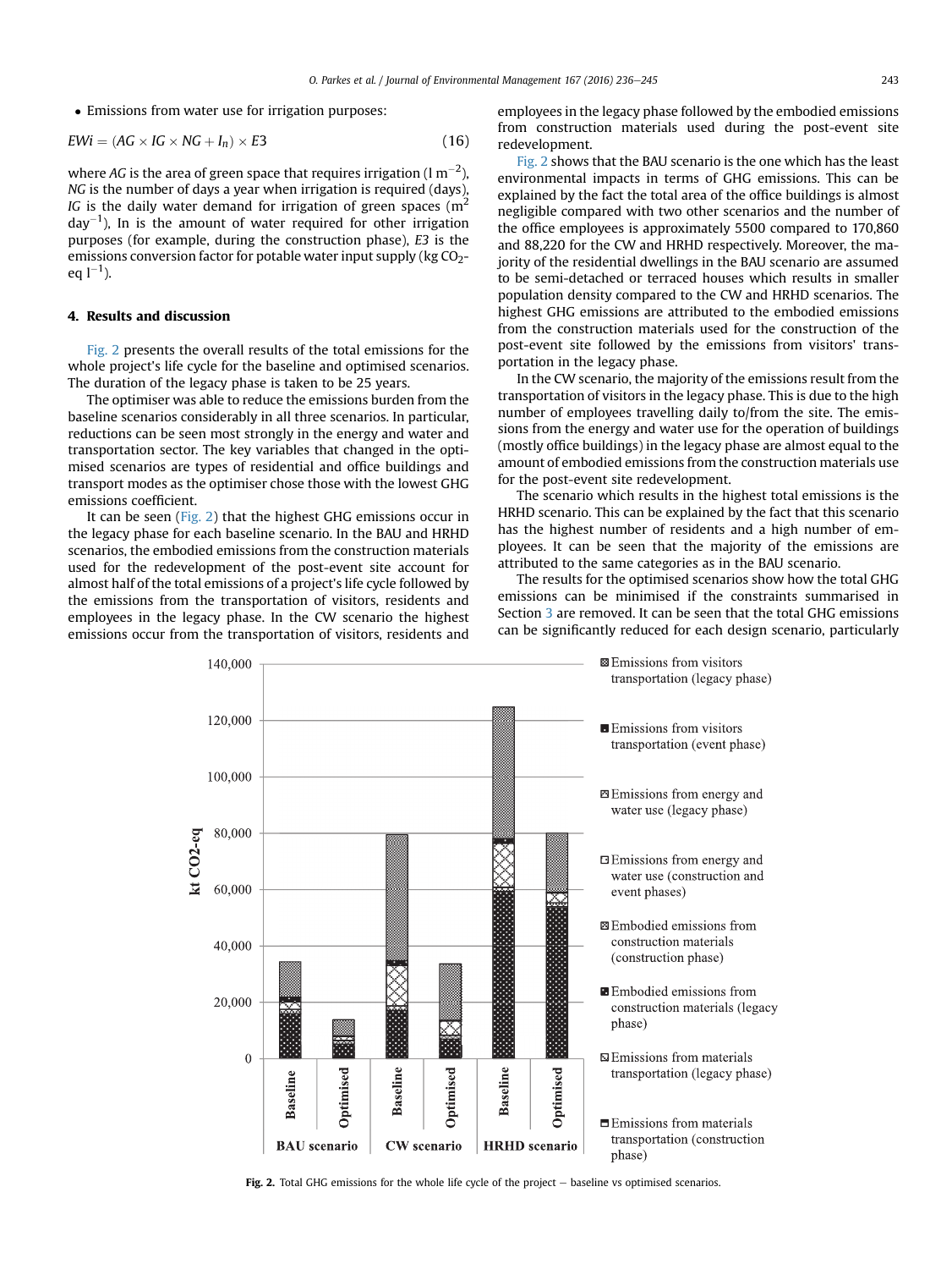- Emissions from water use for irrigation purposes:

$$EWi = (AG \times IG \times NG + I_n) \times E3 \tag{16}$$

where *AG* is the area of green space that requires irrigation (l m$^{-2}$), *NG* is the number of days a year when irrigation is required (days), *IG* is the daily water demand for irrigation of green spaces (m$^2$ day$^{-1}$), In is the amount of water required for other irrigation purposes (for example, during the construction phase), *E3* is the emissions conversion factor for potable water input supply (kg $CO_2$-eq l$^{-1}$).

## 4. Results and discussion

Fig. 2 presents the overall results of the total emissions for the whole project's life cycle for the baseline and optimised scenarios. The duration of the legacy phase is taken to be 25 years.

The optimiser was able to reduce the emissions burden from the baseline scenarios considerably in all three scenarios. In particular, reductions can be seen most strongly in the energy and water and transportation sector. The key variables that changed in the optimised scenarios are types of residential and office buildings and transport modes as the optimiser chose those with the lowest GHG emissions coefficient.

It can be seen (Fig. 2) that the highest GHG emissions occur in the legacy phase for each baseline scenario. In the BAU and HRHD scenarios, the embodied emissions from the construction materials used for the redevelopment of the post-event site account for almost half of the total emissions of a project's life cycle followed by the emissions from the transportation of visitors, residents and employees in the legacy phase. In the CW scenario the highest emissions occur from the transportation of visitors, residents and employees in the legacy phase followed by the embodied emissions from construction materials used during the post-event site redevelopment.

Fig. 2 shows that the BAU scenario is the one which has the least environmental impacts in terms of GHG emissions. This can be explained by the fact the total area of the office buildings is almost negligible compared with two other scenarios and the number of the office employees is approximately 5500 compared to 170,860 and 88,220 for the CW and HRHD scenarios respectively. Moreover, the majority of the residential dwellings in the BAU scenario are assumed to be semi-detached or terraced houses which results in smaller population density compared to the CW and HRHD scenarios. The highest GHG emissions are attributed to the embodied emissions from the construction materials used for the construction of the post-event site followed by the emissions from visitors' transportation in the legacy phase.

In the CW scenario, the majority of the emissions result from the transportation of visitors in the legacy phase. This is due to the high number of employees travelling daily to/from the site. The emissions from the energy and water use for the operation of buildings (mostly office buildings) in the legacy phase are almost equal to the amount of embodied emissions from the construction materials use for the post-event site redevelopment.

The scenario which results in the highest total emissions is the HRHD scenario. This can be explained by the fact that this scenario has the highest number of residents and a high number of employees. It can be seen that the majority of the emissions are attributed to the same categories as in the BAU scenario.

The results for the optimised scenarios show how the total GHG emissions can be minimised if the constraints summarised in Section 3 are removed. It can be seen that the total GHG emissions can be significantly reduced for each design scenario, particularly

Fig. 2. Total GHG emissions for the whole life cycle of the project — baseline vs optimised scenarios.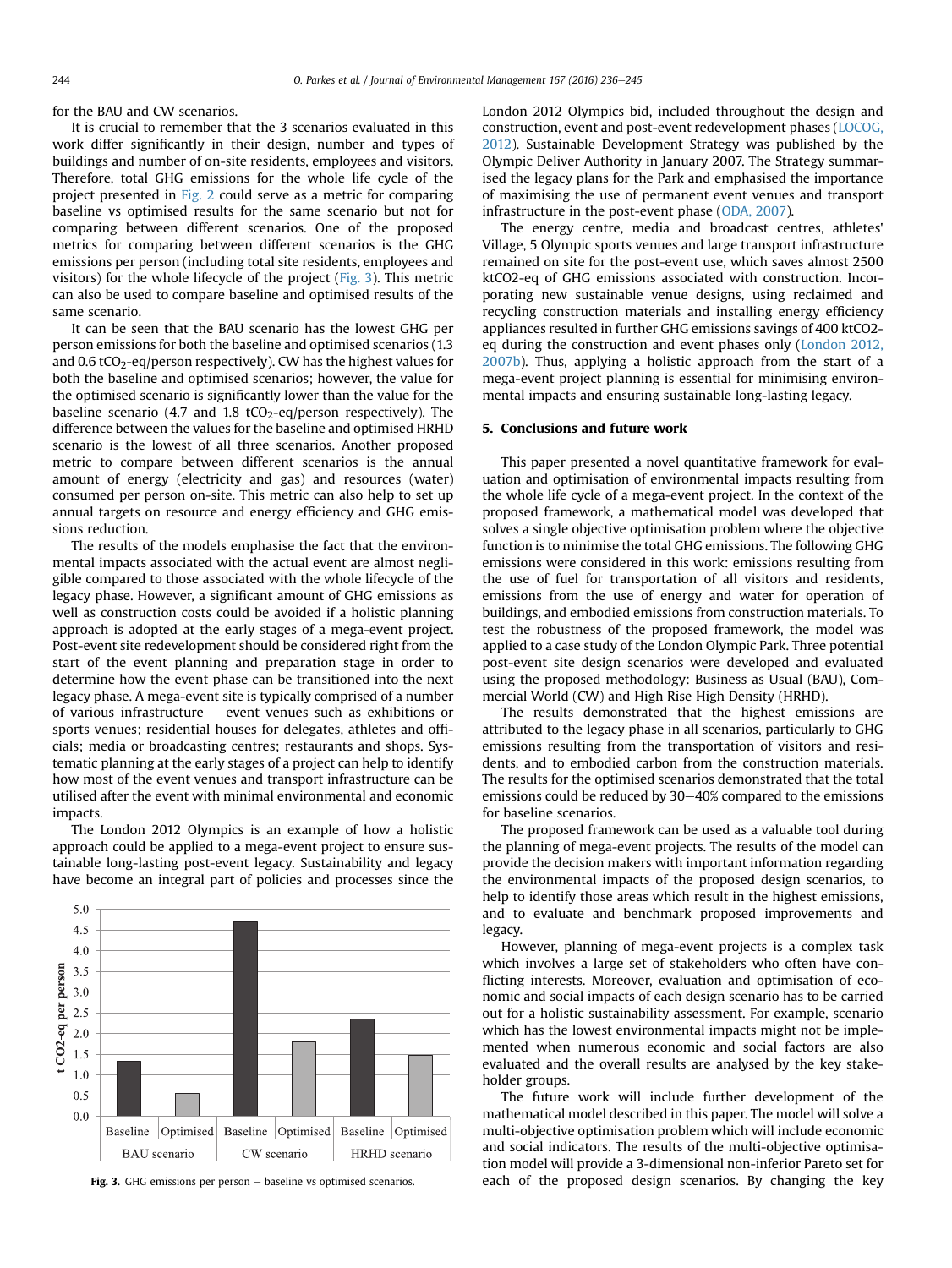for the BAU and CW scenarios.

It is crucial to remember that the 3 scenarios evaluated in this work differ significantly in their design, number and types of buildings and number of on-site residents, employees and visitors. Therefore, total GHG emissions for the whole life cycle of the project presented in Fig. 2 could serve as a metric for comparing baseline vs optimised results for the same scenario but not for comparing between different scenarios. One of the proposed metrics for comparing between different scenarios is the GHG emissions per person (including total site residents, employees and visitors) for the whole lifecycle of the project (Fig. 3). This metric can also be used to compare baseline and optimised results of the same scenario.

It can be seen that the BAU scenario has the lowest GHG per person emissions for both the baseline and optimised scenarios (1.3 and 0.6 $tCO_2$-eq/person respectively). CW has the highest values for both the baseline and optimised scenarios; however, the value for the optimised scenario is significantly lower than the value for the baseline scenario (4.7 and 1.8 $tCO_2$-eq/person respectively). The difference between the values for the baseline and optimised HRHD scenario is the lowest of all three scenarios. Another proposed metric to compare between different scenarios is the annual amount of energy (electricity and gas) and resources (water) consumed per person on-site. This metric can also help to set up annual targets on resource and energy efficiency and GHG emissions reduction.

The results of the models emphasise the fact that the environmental impacts associated with the actual event are almost negligible compared to those associated with the whole lifecycle of the legacy phase. However, a significant amount of GHG emissions as well as construction costs could be avoided if a holistic planning approach is adopted at the early stages of a mega-event project. Post-event site redevelopment should be considered right from the start of the event planning and preparation stage in order to determine how the event phase can be transitioned into the next legacy phase. A mega-event site is typically comprised of a number of various infrastructure – event venues such as exhibitions or sports venues; residential houses for delegates, athletes and officials; media or broadcasting centres; restaurants and shops. Systematic planning at the early stages of a project can help to identify how most of the event venues and transport infrastructure can be utilised after the event with minimal environmental and economic impacts.

The London 2012 Olympics is an example of how a holistic approach could be applied to a mega-event project to ensure sustainable long-lasting post-event legacy. Sustainability and legacy have become an integral part of policies and processes since the London 2012 Olympics bid, included throughout the design and construction, event and post-event redevelopment phases (LOCOG, 2012). Sustainable Development Strategy was published by the Olympic Deliver Authority in January 2007. The Strategy summarised the legacy plans for the Park and emphasised the importance of maximising the use of permanent event venues and transport infrastructure in the post-event phase (ODA, 2007).

The energy centre, media and broadcast centres, athletes' Village, 5 Olympic sports venues and large transport infrastructure remained on site for the post-event use, which saves almost 2500 ktCO2-eq of GHG emissions associated with construction. Incorporating new sustainable venue designs, using reclaimed and recycling construction materials and installing energy efficiency appliances resulted in further GHG emissions savings of 400 ktCO2-eq during the construction and event phases only (London 2012, 2007b). Thus, applying a holistic approach from the start of a mega-event project planning is essential for minimising environmental impacts and ensuring sustainable long-lasting legacy.

t CO2-eq per person
5.0
4.5
4.0
3.5
3.0
2.5
2.0
1.5
1.0
0.5
0.0
Baseline
Optimised
Baseline
Optimised
Baseline
Optimised
BAU scenario
CW scenario
HRHD scenario

**Fig. 3.** GHG emissions per person – baseline vs optimised scenarios.

## 5. Conclusions and future work

This paper presented a novel quantitative framework for evaluation and optimisation of environmental impacts resulting from the whole life cycle of a mega-event project. In the context of the proposed framework, a mathematical model was developed that solves a single objective optimisation problem where the objective function is to minimise the total GHG emissions. The following GHG emissions were considered in this work: emissions resulting from the use of fuel for transportation of all visitors and residents, emissions from the use of energy and water for operation of buildings, and embodied emissions from construction materials. To test the robustness of the proposed framework, the model was applied to a case study of the London Olympic Park. Three potential post-event site design scenarios were developed and evaluated using the proposed methodology: Business as Usual (BAU), Commercial World (CW) and High Rise High Density (HRHD).

The results demonstrated that the highest emissions are attributed to the legacy phase in all scenarios, particularly to GHG emissions resulting from the transportation of visitors and residents, and to embodied carbon from the construction materials. The results for the optimised scenarios demonstrated that the total emissions could be reduced by 30–40% compared to the emissions for baseline scenarios.

The proposed framework can be used as a valuable tool during the planning of mega-event projects. The results of the model can provide the decision makers with important information regarding the environmental impacts of the proposed design scenarios, to help to identify those areas which result in the highest emissions, and to evaluate and benchmark proposed improvements and legacy.

However, planning of mega-event projects is a complex task which involves a large set of stakeholders who often have conflicting interests. Moreover, evaluation and optimisation of economic and social impacts of each design scenario has to be carried out for a holistic sustainability assessment. For example, scenario which has the lowest environmental impacts might not be implemented when numerous economic and social factors are also evaluated and the overall results are analysed by the key stakeholder groups.

The future work will include further development of the mathematical model described in this paper. The model will solve a multi-objective optimisation problem which will include economic and social indicators. The results of the multi-objective optimisation model will provide a 3-dimensional non-inferior Pareto set for each of the proposed design scenarios. By changing the key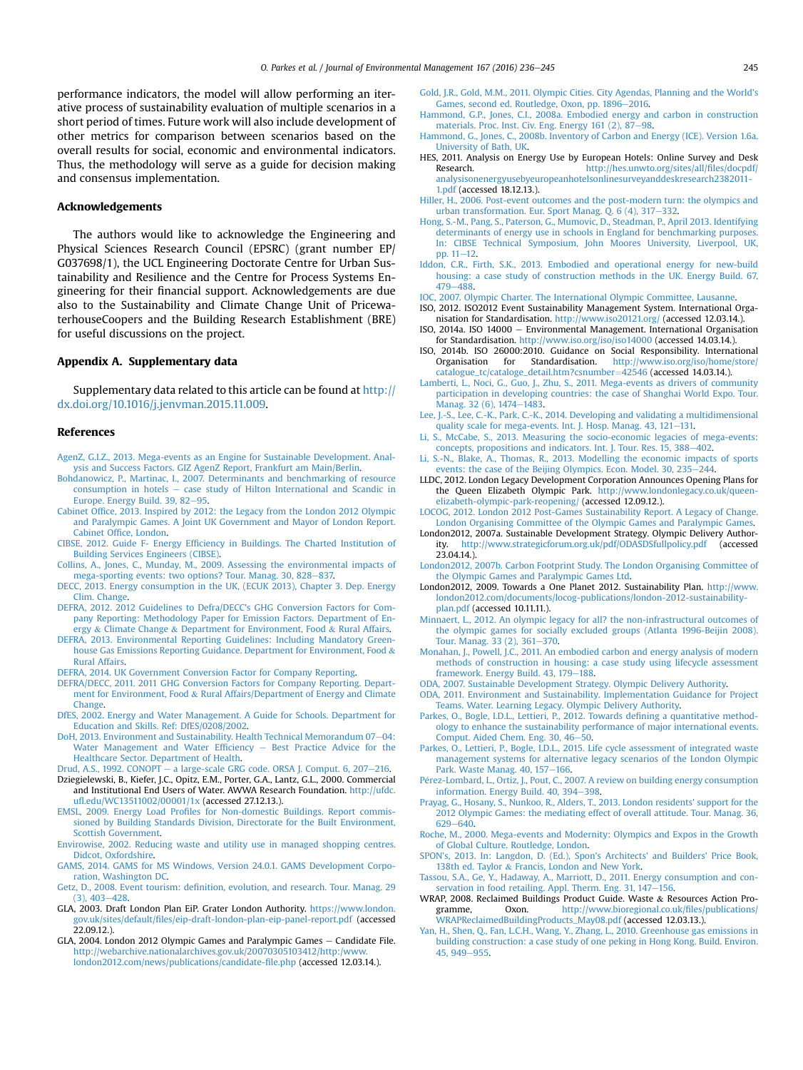performance indicators, the model will allow performing an iterative process of sustainability evaluation of multiple scenarios in a short period of times. Future work will also include development of other metrics for comparison between scenarios based on the overall results for social, economic and environmental indicators. Thus, the methodology will serve as a guide for decision making and consensus implementation.

## Acknowledgements

The authors would like to acknowledge the Engineering and Physical Sciences Research Council (EPSRC) (grant number EP/G037698/1), the UCL Engineering Doctorate Centre for Urban Sustainability and Resilience and the Centre for Process Systems Engineering for their financial support. Acknowledgements are due also to the Sustainability and Climate Change Unit of PricewaterhouseCoopers and the Building Research Establishment (BRE) for useful discussions on the project.

## Appendix A. Supplementary data

Supplementary data related to this article can be found at http://dx.doi.org/10.1016/j.jenvman.2015.11.009.

## References

AgenZ, G.I.Z., 2013. Mega-events as an Engine for Sustainable Development. Analysis and Success Factors. GIZ AgenZ Report, Frankfurt am Main/Berlin.

Bohdanowicz, P., Martinac, I., 2007. Determinants and benchmarking of resource consumption in hotels – case study of Hilton International and Scandic in Europe. Energy Build. 39, 82–95.

Cabinet Office, 2013. Inspired by 2012: the Legacy from the London 2012 Olympic and Paralympic Games. A Joint UK Government and Mayor of London Report. Cabinet Office, London.

CIBSE, 2012. Guide F- Energy Efficiency in Buildings. The Charted Institution of Building Services Engineers (CIBSE).

Collins, A., Jones, C., Munday, M., 2009. Assessing the environmental impacts of mega-sporting events: two options? Tour. Manag. 30, 828–837.

DECC, 2013. Energy consumption in the UK, (ECUK 2013), Chapter 3. Dep. Energy Clim. Change.

DEFRA, 2012. 2012 Guidelines to Defra/DECC's GHG Conversion Factors for Company Reporting: Methodology Paper for Emission Factors. Department of Energy & Climate Change & Department for Environment, Food & Rural Affairs.

DEFRA, 2013. Environmental Reporting Guidelines: Including Mandatory Greenhouse Gas Emissions Reporting Guidance. Department for Environment, Food & Rural Affairs.

DEFRA, 2014. UK Government Conversion Factor for Company Reporting.

DEFRA/DECC, 2011. 2011 GHG Conversion Factors for Company Reporting. Department for Environment, Food & Rural Affairs/Department of Energy and Climate Change.

DfES, 2002. Energy and Water Management. A Guide for Schools. Department for Education and Skills. Ref: DfES/0208/2002.

DoH, 2013. Environment and Sustainability. Health Technical Memorandum 07–04: Water Management and Water Efficiency – Best Practice Advice for the Healthcare Sector. Department of Health.

Drud, A.S., 1992. CONOPT – a large-scale GRG code. ORSA J. Comput. 6, 207–216.

Dziegielewski, B., Kiefer, J.C., Opitz, E.M., Porter, G.A., Lantz, G.L., 2000. Commercial and Institutional End Users of Water. AWWA Research Foundation. http://ufdc.ufl.edu/WC13511002/00001/1x (accessed 27.12.13.).

EMSL, 2009. Energy Load Profiles for Non-domestic Buildings. Report commissioned by Building Standards Division, Directorate for the Built Environment, Scottish Government.

Envirowise, 2002. Reducing waste and utility use in managed shopping centres. Didcot, Oxfordshire.

GAMS, 2014. GAMS for MS Windows, Version 24.0.1. GAMS Development Corporation, Washington DC.

Getz, D., 2008. Event tourism: definition, evolution, and research. Tour. Manag. 29 (3), 403–428.

GLA, 2003. Draft London Plan EiP. Grater London Authority. https://www.london.gov.uk/sites/default/files/eip-draft-london-plan-eip-panel-report.pdf (accessed 22.09.12.).

GLA, 2004. London 2012 Olympic Games and Paralympic Games – Candidate File. http://webarchive.nationalarchives.gov.uk/20070305103412/http:/www.london2012.com/news/publications/candidate-file.php (accessed 12.03.14.).

Gold, J.R., Gold, M.M., 2011. Olympic Cities. City Agendas, Planning and the World's Games, second ed. Routledge, Oxon, pp. 1896–2016.

Hammond, G.P., Jones, C.I., 2008a. Embodied energy and carbon in construction materials. Proc. Inst. Civ. Eng. Energy 161 (2), 87–98.

Hammond, G., Jones, C., 2008b. Inventory of Carbon and Energy (ICE). Version 1.6a. University of Bath, UK.

HES, 2011. Analysis on Energy Use by European Hotels: Online Survey and Desk Research. http://hes.unwto.org/sites/all/files/docpdf/analysisonenergyusebyeuropeanhotelsonlinesurveyanddeskresearch2382011-1.pdf (accessed 18.12.13.).

Hiller, H., 2006. Post-event outcomes and the post-modern turn: the olympics and urban transformation. Eur. Sport Manag. Q. 6 (4), 317–332.

Hong, S.-M., Pang, S., Paterson, G., Mumovic, D., Steadman, P., April 2013. Identifying determinants of energy use in schools in England for benchmarking purposes. In: CIBSE Technical Symposium, John Moores University, Liverpool, UK, pp. 11–12.

Iddon, C.R., Firth, S.K., 2013. Embodied and operational energy for new-build housing: a case study of construction methods in the UK. Energy Build. 67, 479–488.

IOC, 2007. Olympic Charter. The International Olympic Committee, Lausanne.

ISO, 2012. ISO2012 Event Sustainability Management System. International Organisation for Standardisation. http://www.iso20121.org/ (accessed 12.03.14.).

ISO, 2014a. ISO 14000 – Environmental Management. International Organisation for Standardisation. http://www.iso.org/iso/iso14000 (accessed 14.03.14.).

ISO, 2014b. ISO 26000:2010. Guidance on Social Responsibility. International Organisation for Standardisation. http://www.iso.org/iso/home/store/catalogue_tc/cataloge_detail.htm?csnumber=42546 (accessed 14.03.14.).

Lamberti, L., Noci, G., Guo, J., Zhu, S., 2011. Mega-events as drivers of community participation in developing countries: the case of Shanghai World Expo. Tour. Manag. 32 (6), 1474–1483.

Lee, J.-S., Lee, C.-K., Park, C.-K., 2014. Developing and validating a multidimensional quality scale for mega-events. Int. J. Hosp. Manag. 43, 121–131.

Li, S., McCabe, S., 2013. Measuring the socio-economic legacies of mega-events: concepts, propositions and indicators. Int. J. Tour. Res. 15, 388–402.

Li, S.-N., Blake, A., Thomas, R., 2013. Modelling the economic impacts of sports events: the case of the Beijing Olympics. Econ. Model. 30, 235–244.

LLDC, 2012. London Legacy Development Corporation Announces Opening Plans for the Queen Elizabeth Olympic Park. http://www.londonlegacy.co.uk/queen-elizabeth-olympic-park-reopening/ (accessed 12.09.12.).

LOCOG, 2012. London 2012 Post-Games Sustainability Report. A Legacy of Change. London Organising Committee of the Olympic Games and Paralympic Games.

London2012, 2007a. Sustainable Development Strategy. Olympic Delivery Authority. http://www.strategicforum.org.uk/pdf/ODASDSfullpolicy.pdf (accessed 23.04.14.).

London2012, 2007b. Carbon Footprint Study. The London Organising Committee of the Olympic Games and Paralympic Games Ltd.

London2012, 2009. Towards a One Planet 2012. Sustainability Plan. http://www.london2012.com/documents/locog-publications/london-2012-sustainability-plan.pdf (accessed 10.11.11.).

Minnaert, L., 2012. An olympic legacy for all? the non-infrastructural outcomes of the olympic games for socially excluded groups (Atlanta 1996-Beijin 2008). Tour. Manag. 33 (2), 361–370.

Monahan, J., Powell, J.C., 2011. An embodied carbon and energy analysis of modern methods of construction in housing: a case study using lifecycle assessment framework. Energy Build. 43, 179–188.

ODA, 2007. Sustainable Development Strategy. Olympic Delivery Authority.

ODA, 2011. Environment and Sustainability. Implementation Guidance for Project Teams. Water. Learning Legacy. Olympic Delivery Authority.

Parkes, O., Bogle, I.D.L., Lettieri, P., 2012. Towards defining a quantitative methodology to enhance the sustainability performance of major international events. Comput. Aided Chem. Eng. 30, 46–50.

Parkes, O., Lettieri, P., Bogle, I.D.L., 2015. Life cycle assessment of integrated waste management systems for alternative legacy scenarios of the London Olympic Park. Waste Manag. 40, 157–166.

Pérez-Lombard, L., Ortiz, J., Pout, C., 2007. A review on building energy consumption information. Energy Build. 40, 394–398.

Prayag, G., Hosany, S., Nunkoo, R., Alders, T., 2013. London residents' support for the 2012 Olympic Games: the mediating effect of overall attitude. Tour. Manag. 36, 629–640.

Roche, M., 2000. Mega-events and Modernity: Olympics and Expos in the Growth of Global Culture. Routledge, London.

SPON's, 2013. In: Langdon, D. (Ed.), Spon's Architects' and Builders' Price Book, 138th ed. Taylor & Francis, London and New York.

Tassou, S.A., Ge, Y., Hadaway, A., Marriott, D., 2011. Energy consumption and conservation in food retailing. Appl. Therm. Eng. 31, 147–156.

WRAP, 2008. Reclaimed Buildings Product Guide. Waste & Resources Action Programme, Oxon. http://www.bioregional.co.uk/files/publications/WRAPReclaimedBuildingProducts_May08.pdf (accessed 12.03.13.).

Yan, H., Shen, Q., Fan, L.C.H., Wang, Y., Zhang, L., 2010. Greenhouse gas emissions in building construction: a case study of one peking in Hong Kong. Build. Environ. 45, 949–955.